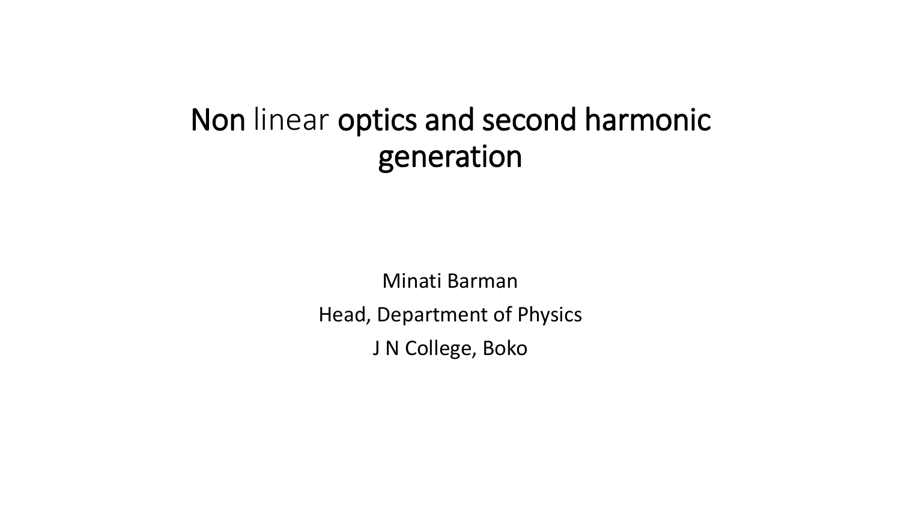# Non linear optics and second harmonic generation

Minati Barman

Head, Department of Physics

J N College, Boko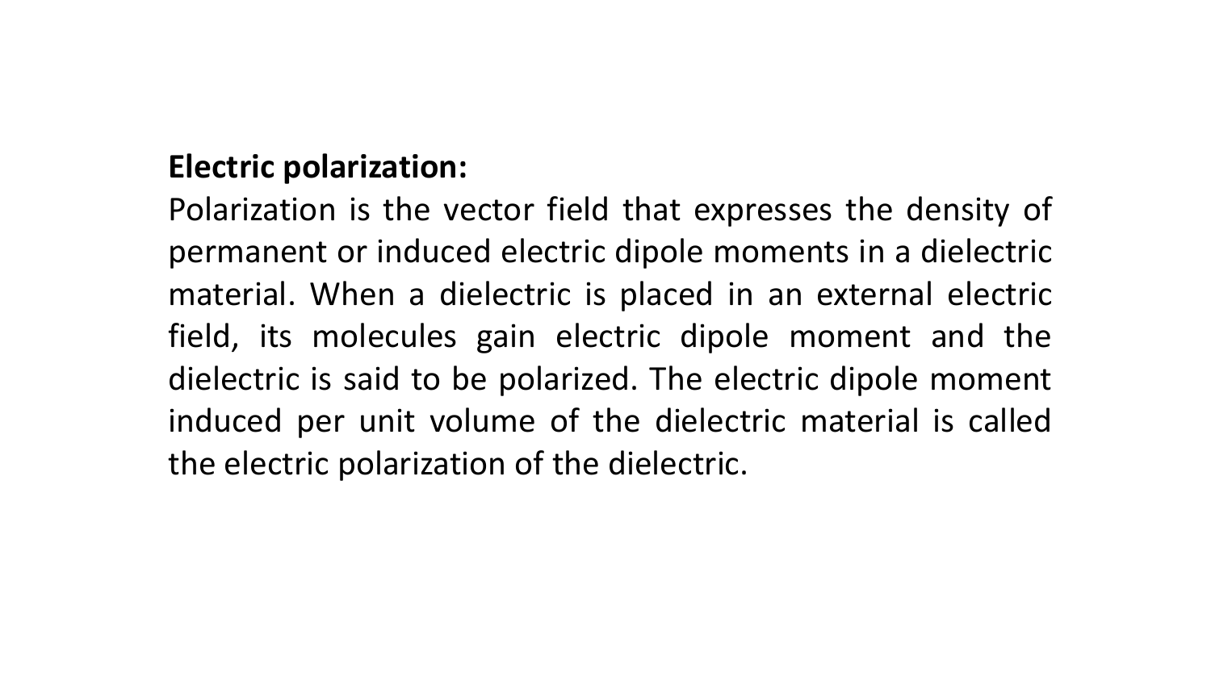**Electric polarization:**

Polarization is the vector field that expresses the density of permanent or induced electric dipole moments in a dielectric material. When a dielectric is placed in an external electric field, its molecules gain electric dipole moment and the dielectric is said to be polarized. The electric dipole moment induced per unit volume of the dielectric material is called the electric polarization of the dielectric.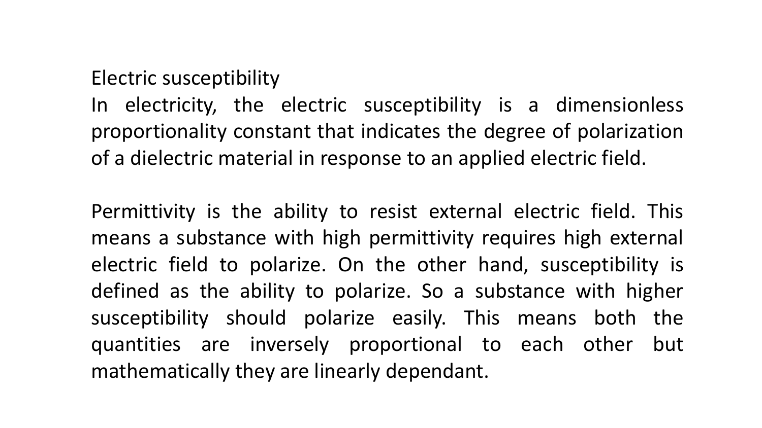## Electric susceptibility

In electricity, the electric susceptibility is a dimensionless proportionality constant that indicates the degree of polarization of a dielectric material in response to an applied electric field.

Permittivity is the ability to resist external electric field. This means a substance with high permittivity requires high external electric field to polarize. On the other hand, susceptibility is defined as the ability to polarize. So a substance with higher susceptibility should polarize easily. This means both the quantities are inversely proportional to each other but mathematically they are linearly dependant.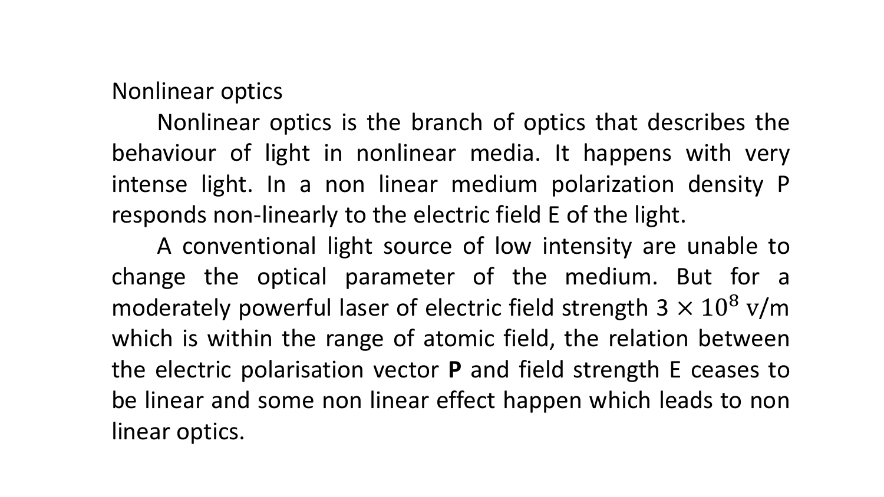## Nonlinear optics

Nonlinear optics is the branch of optics that describes the behaviour of light in nonlinear media. It happens with very intense light. In a non linear medium polarization density P responds non-linearly to the electric field E of the light.

A conventional light source of low intensity are unable to change the optical parameter of the medium. But for a moderately powerful laser of electric field strength $3 \times 10^{8}$ v/m which is within the range of atomic field, the relation between the electric polarisation vector **P** and field strength E ceases to be linear and some non linear effect happen which leads to non linear optics.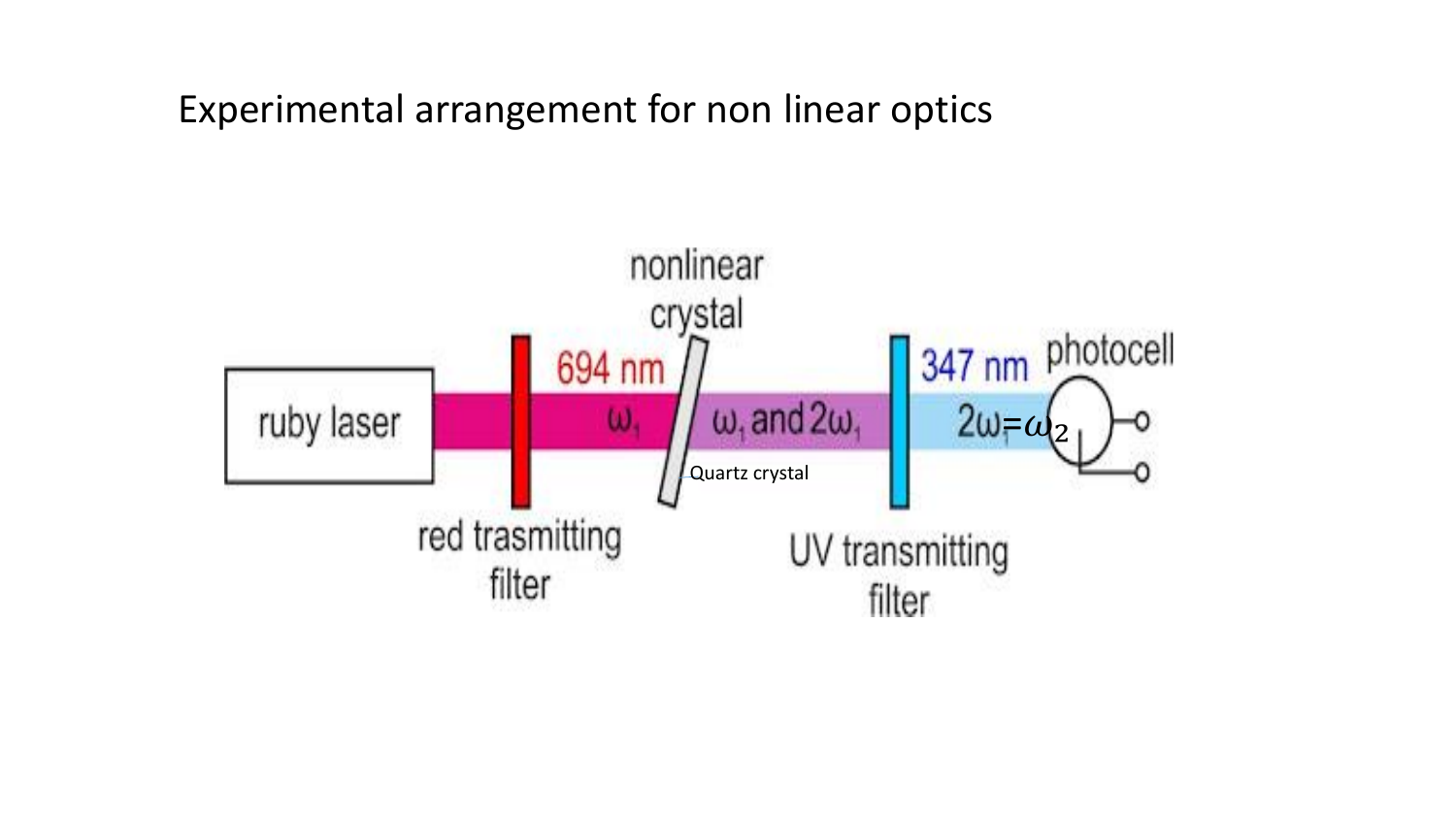# Experimental arrangement for non linear optics

ruby laser

red trasmitting filter

694 nm

$\omega_1$

nonlinear crystal

Quartz crystal

$\omega_1$ and $2\omega_1$

UV transmitting filter

347 nm

$2\omega_1 = \omega_2$

photocell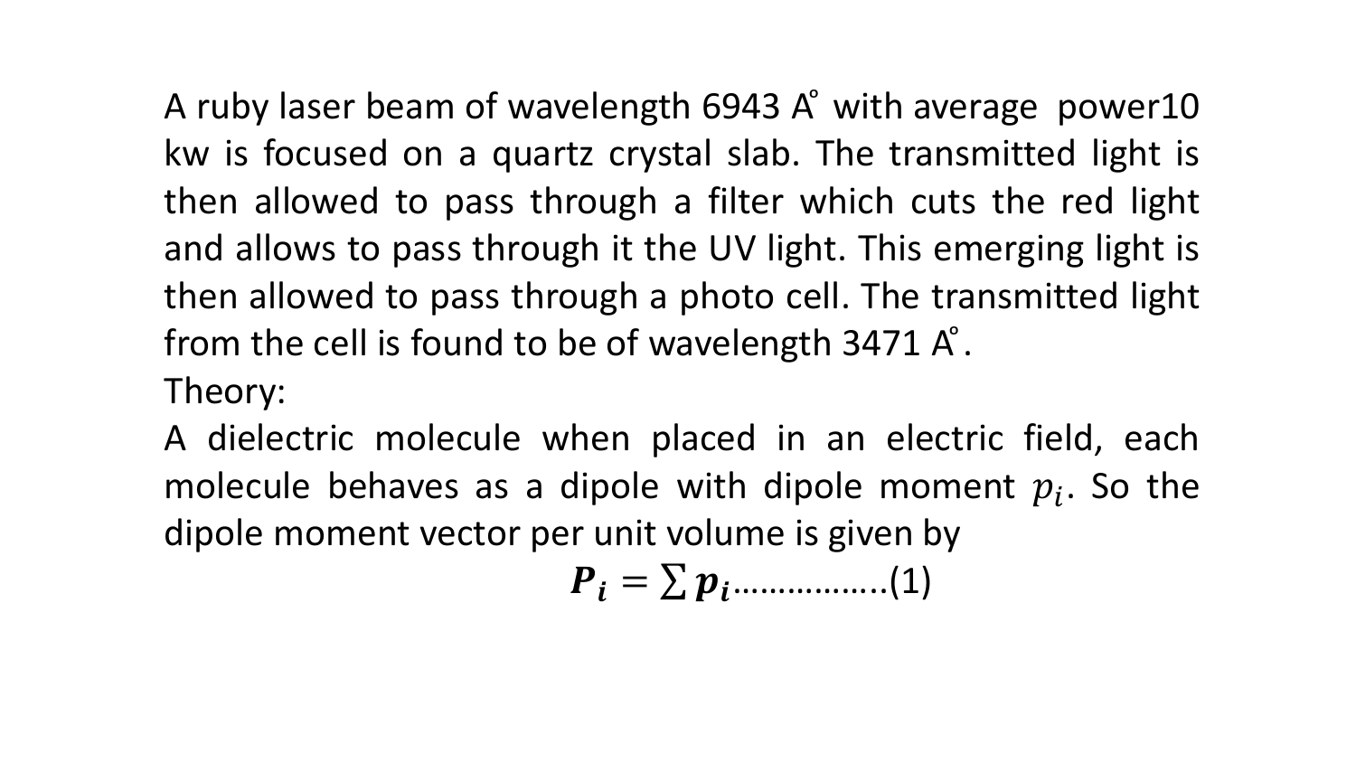A ruby laser beam of wavelength 6943 A° with average power10 kw is focused on a quartz crystal slab. The transmitted light is then allowed to pass through a filter which cuts the red light and allows to pass through it the UV light. This emerging light is then allowed to pass through a photo cell. The transmitted light from the cell is found to be of wavelength 3471 A°.

Theory:

A dielectric molecule when placed in an electric field, each molecule behaves as a dipole with dipole moment $p_i$. So the dipole moment vector per unit volume is given by

$$\boldsymbol{P_i} = \sum \boldsymbol{p_i} \qquad \text{……………..(1)}$$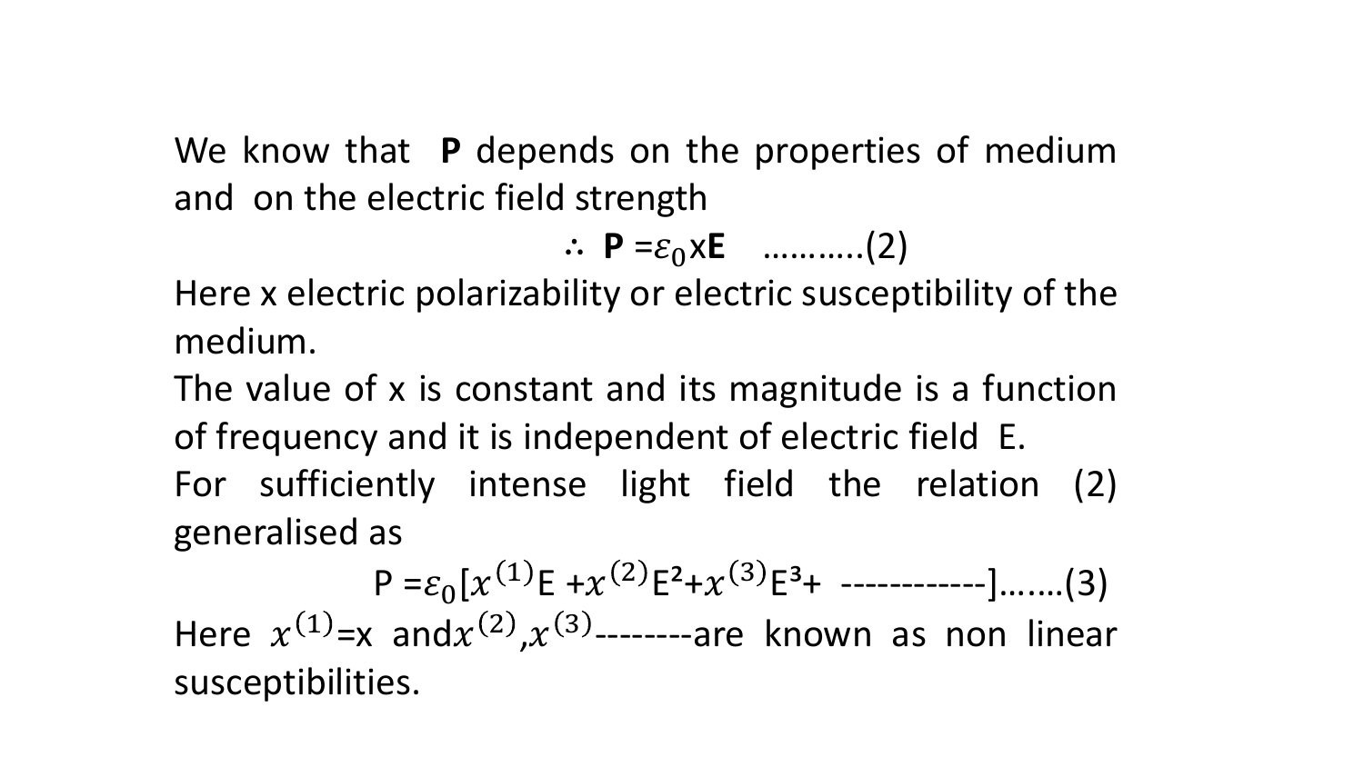We know that **P** depends on the properties of medium and on the electric field strength

$$\therefore \mathbf{P} = \varepsilon_0 x \mathbf{E} \quad \text{...........(2)}$$

Here x electric polarizability or electric susceptibility of the medium.

The value of x is constant and its magnitude is a function of frequency and it is independent of electric field E.

For sufficiently intense light field the relation (2) generalised as

$$P = \varepsilon_0 [x^{(1)}E + x^{(2)}E^2 + x^{(3)}E^3 + \text{------------}] \text{.......(3)}$$

Here $x^{(1)}$=x and $x^{(2)}$,$x^{(3)}$--------are known as non linear susceptibilities.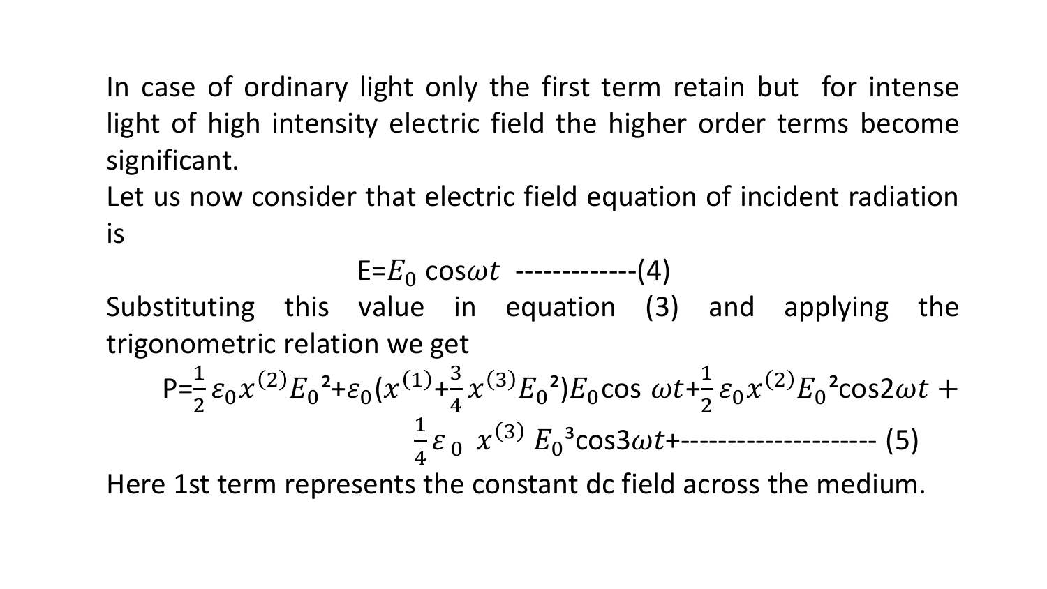In case of ordinary light only the first term retain but for intense light of high intensity electric field the higher order terms become significant.

Let us now consider that electric field equation of incident radiation is

$$E = E_0 \cos\omega t \text{ -------------(4)}$$

Substituting this value in equation (3) and applying the trigonometric relation we get

$$P = \frac{1}{2}\varepsilon_0 x^{(2)} E_0{}^2 + \varepsilon_0 (x^{(1)} + \frac{3}{4} x^{(3)} E_0{}^2) E_0 \cos \omega t + \frac{1}{2}\varepsilon_0 x^{(2)} E_0{}^2 \cos 2\omega t + \frac{1}{4}\varepsilon_0 \ x^{(3)} \ E_0{}^3 \cos 3\omega t + \text{--------------------- (5)}$$

Here 1st term represents the constant dc field across the medium.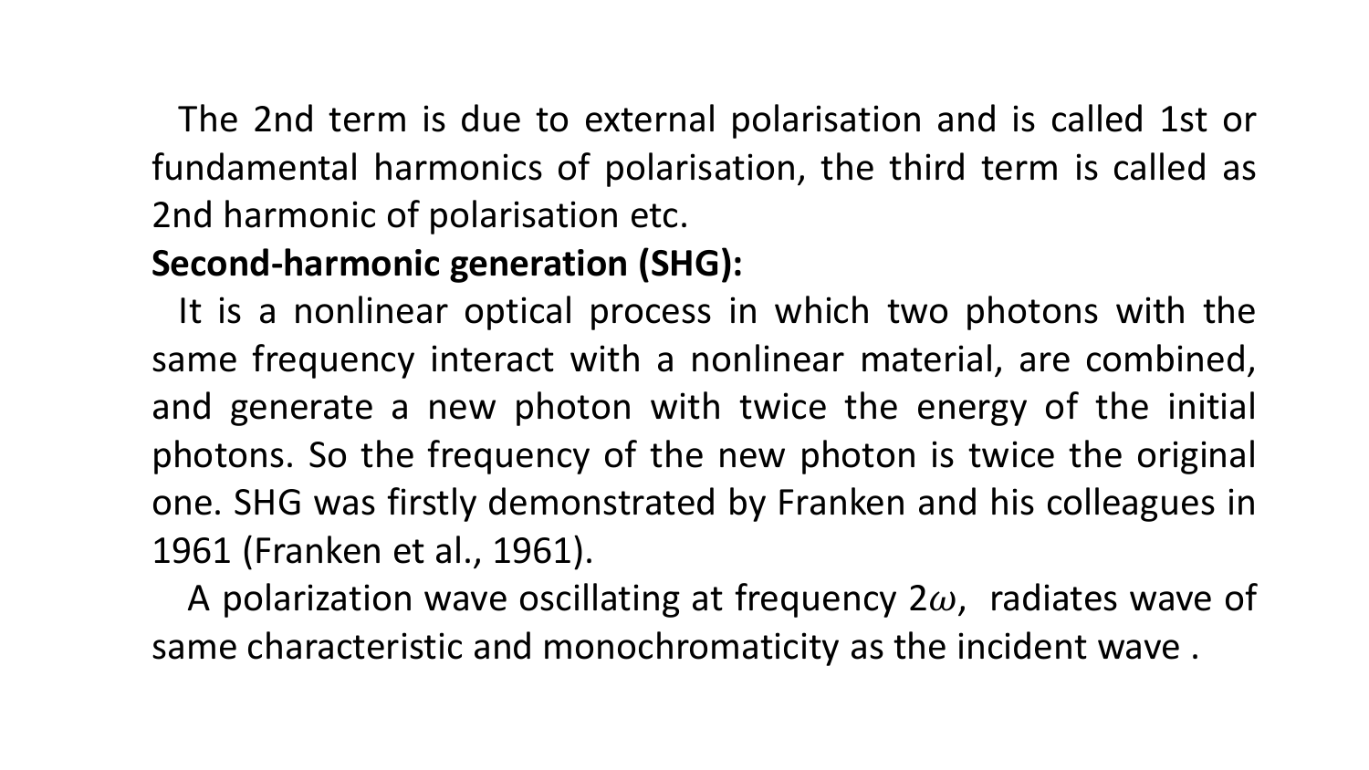The 2nd term is due to external polarisation and is called 1st or fundamental harmonics of polarisation, the third term is called as 2nd harmonic of polarisation etc.

**Second-harmonic generation (SHG):**

It is a nonlinear optical process in which two photons with the same frequency interact with a nonlinear material, are combined, and generate a new photon with twice the energy of the initial photons. So the frequency of the new photon is twice the original one. SHG was firstly demonstrated by Franken and his colleagues in 1961 (Franken et al., 1961).

A polarization wave oscillating at frequency $2\omega$, radiates wave of same characteristic and monochromaticity as the incident wave .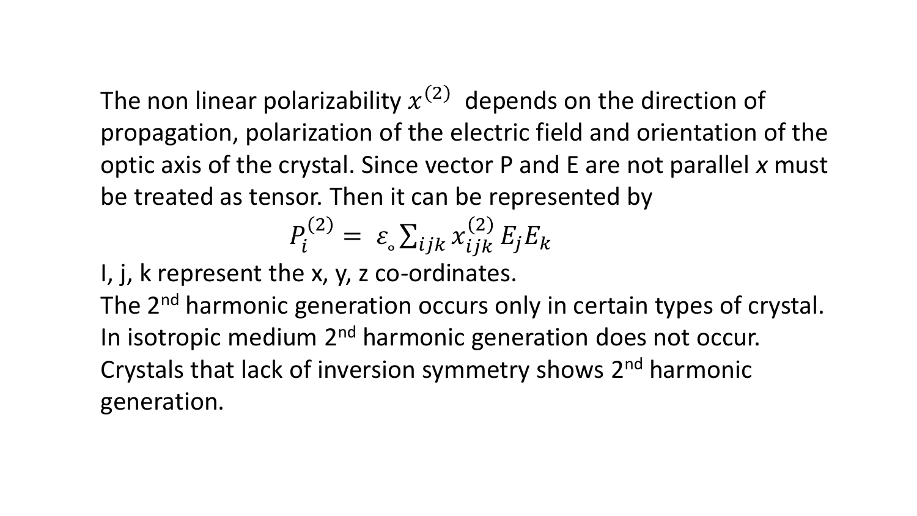The non linear polarizability $x^{(2)}$ depends on the direction of propagation, polarization of the electric field and orientation of the optic axis of the crystal. Since vector P and E are not parallel *x* must be treated as tensor. Then it can be represented by

$$P_i^{(2)} = \varepsilon_{\circ} \sum_{ijk} x_{ijk}^{(2)} E_j E_k$$

I, j, k represent the x, y, z co-ordinates.

The 2nd harmonic generation occurs only in certain types of crystal.

In isotropic medium 2nd harmonic generation does not occur.

Crystals that lack of inversion symmetry shows 2nd harmonic generation.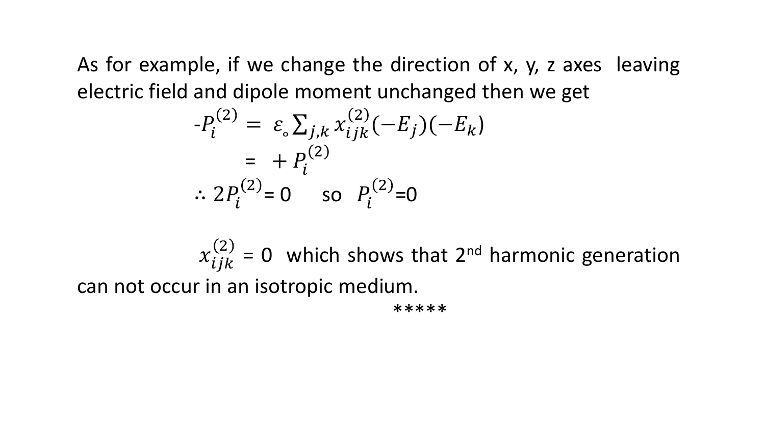As for example, if we change the direction of x, y, z axes leaving electric field and dipole moment unchanged then we get

$$-P_i^{(2)} = \varepsilon_\circ \sum_{j,k} x_{ijk}^{(2)}(-E_j)(-E_k)$$

$$= +P_i^{(2)}$$

$$\therefore 2P_i^{(2)} = 0 \quad \text{so} \quad P_i^{(2)} = 0$$

$x_{ijk}^{(2)} = 0$ which shows that 2nd harmonic generation can not occur in an isotropic medium.

*****